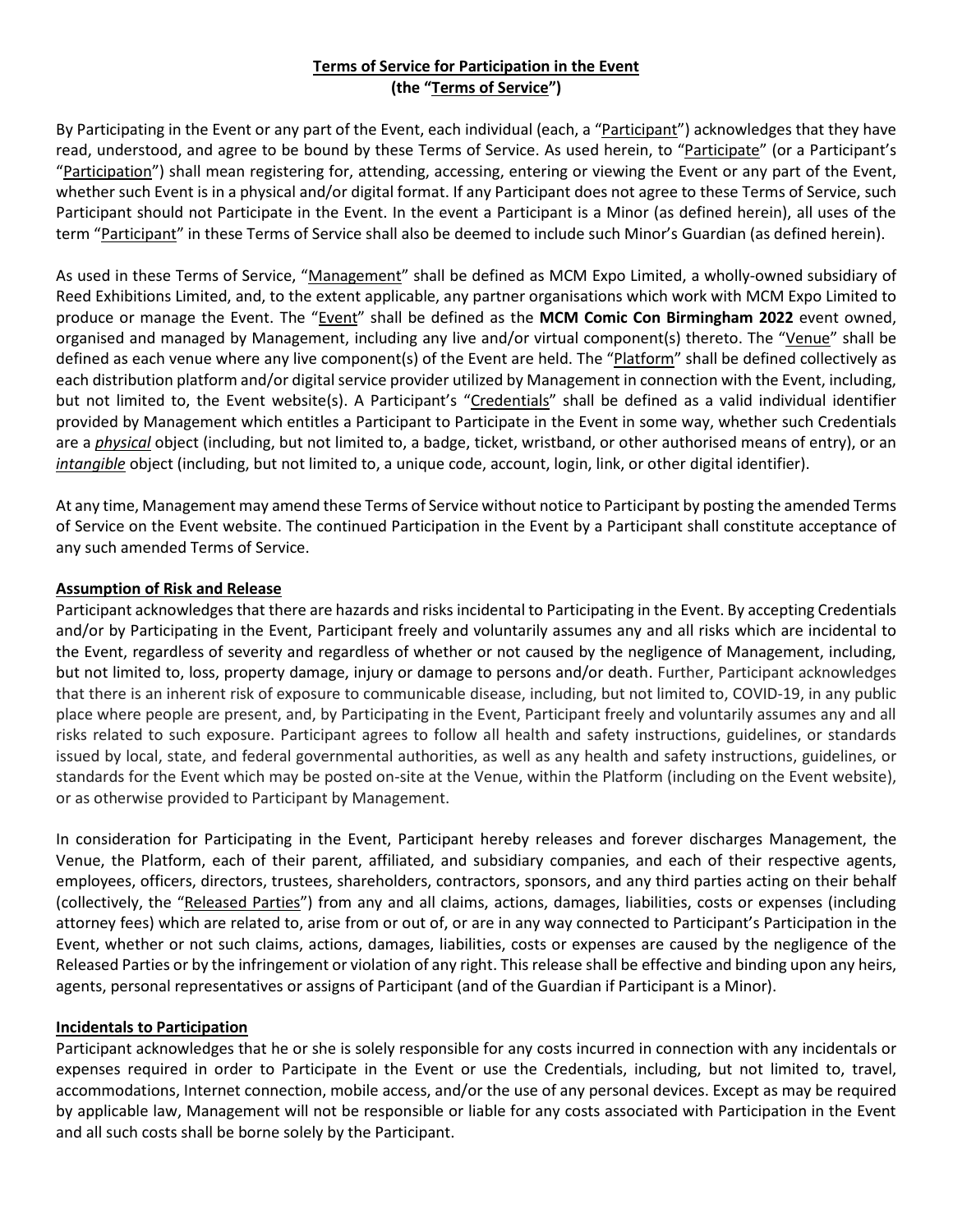**Terms of Service for Participation in the Event**
**(the "Terms of Service")**

By Participating in the Event or any part of the Event, each individual (each, a "Participant") acknowledges that they have read, understood, and agree to be bound by these Terms of Service. As used herein, to "Participate" (or a Participant's "Participation") shall mean registering for, attending, accessing, entering or viewing the Event or any part of the Event, whether such Event is in a physical and/or digital format. If any Participant does not agree to these Terms of Service, such Participant should not Participate in the Event. In the event a Participant is a Minor (as defined herein), all uses of the term "Participant" in these Terms of Service shall also be deemed to include such Minor's Guardian (as defined herein).

As used in these Terms of Service, "Management" shall be defined as MCM Expo Limited, a wholly-owned subsidiary of Reed Exhibitions Limited, and, to the extent applicable, any partner organisations which work with MCM Expo Limited to produce or manage the Event. The "Event" shall be defined as the **MCM Comic Con Birmingham 2022** event owned, organised and managed by Management, including any live and/or virtual component(s) thereto. The "Venue" shall be defined as each venue where any live component(s) of the Event are held. The "Platform" shall be defined collectively as each distribution platform and/or digital service provider utilized by Management in connection with the Event, including, but not limited to, the Event website(s). A Participant's "Credentials" shall be defined as a valid individual identifier provided by Management which entitles a Participant to Participate in the Event in some way, whether such Credentials are a ***physical*** object (including, but not limited to, a badge, ticket, wristband, or other authorised means of entry), or an ***intangible*** object (including, but not limited to, a unique code, account, login, link, or other digital identifier).

At any time, Management may amend these Terms of Service without notice to Participant by posting the amended Terms of Service on the Event website. The continued Participation in the Event by a Participant shall constitute acceptance of any such amended Terms of Service.

**Assumption of Risk and Release**

Participant acknowledges that there are hazards and risks incidental to Participating in the Event. By accepting Credentials and/or by Participating in the Event, Participant freely and voluntarily assumes any and all risks which are incidental to the Event, regardless of severity and regardless of whether or not caused by the negligence of Management, including, but not limited to, loss, property damage, injury or damage to persons and/or death. Further, Participant acknowledges that there is an inherent risk of exposure to communicable disease, including, but not limited to, COVID-19, in any public place where people are present, and, by Participating in the Event, Participant freely and voluntarily assumes any and all risks related to such exposure. Participant agrees to follow all health and safety instructions, guidelines, or standards issued by local, state, and federal governmental authorities, as well as any health and safety instructions, guidelines, or standards for the Event which may be posted on-site at the Venue, within the Platform (including on the Event website), or as otherwise provided to Participant by Management.

In consideration for Participating in the Event, Participant hereby releases and forever discharges Management, the Venue, the Platform, each of their parent, affiliated, and subsidiary companies, and each of their respective agents, employees, officers, directors, trustees, shareholders, contractors, sponsors, and any third parties acting on their behalf (collectively, the "Released Parties") from any and all claims, actions, damages, liabilities, costs or expenses (including attorney fees) which are related to, arise from or out of, or are in any way connected to Participant's Participation in the Event, whether or not such claims, actions, damages, liabilities, costs or expenses are caused by the negligence of the Released Parties or by the infringement or violation of any right. This release shall be effective and binding upon any heirs, agents, personal representatives or assigns of Participant (and of the Guardian if Participant is a Minor).

**Incidentals to Participation**

Participant acknowledges that he or she is solely responsible for any costs incurred in connection with any incidentals or expenses required in order to Participate in the Event or use the Credentials, including, but not limited to, travel, accommodations, Internet connection, mobile access, and/or the use of any personal devices. Except as may be required by applicable law, Management will not be responsible or liable for any costs associated with Participation in the Event and all such costs shall be borne solely by the Participant.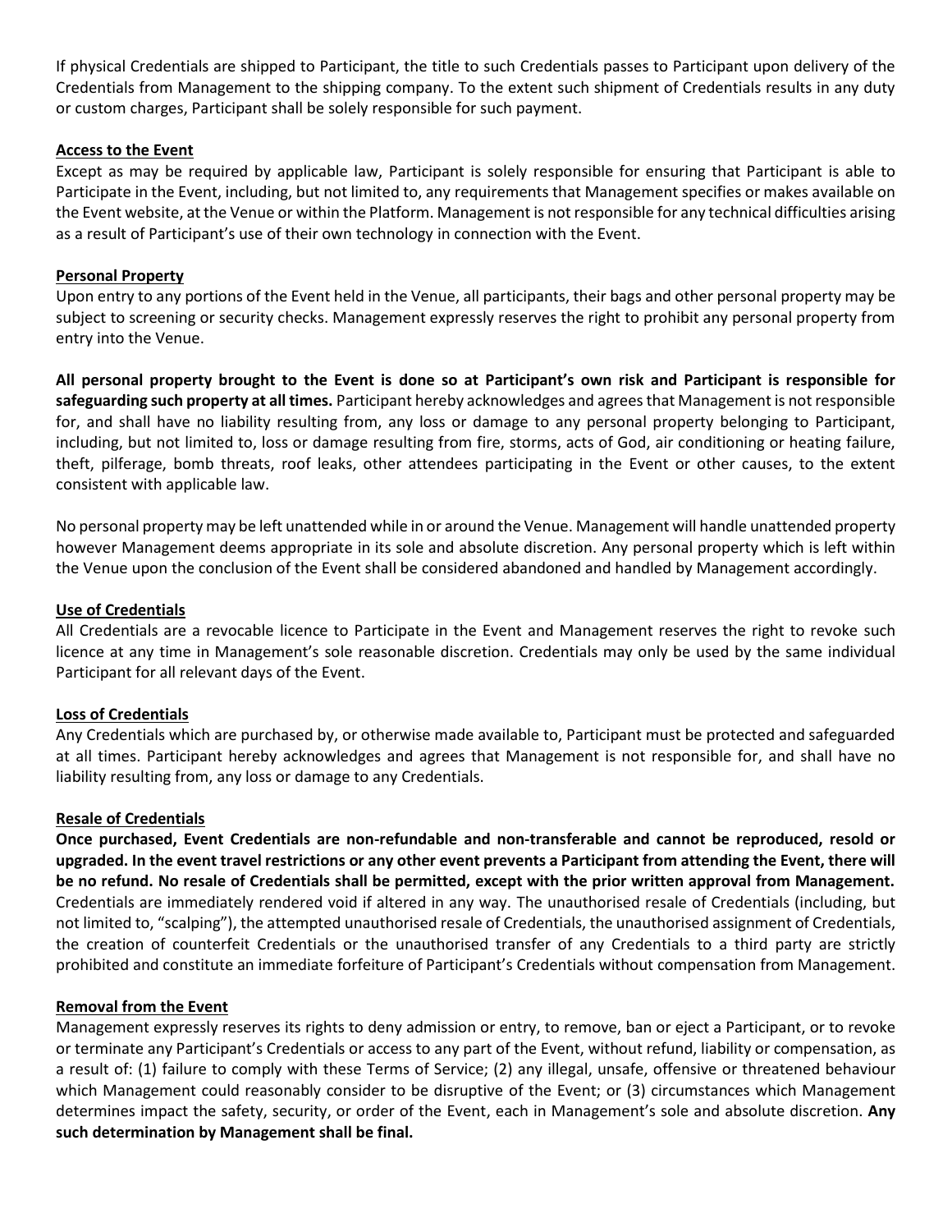If physical Credentials are shipped to Participant, the title to such Credentials passes to Participant upon delivery of the Credentials from Management to the shipping company. To the extent such shipment of Credentials results in any duty or custom charges, Participant shall be solely responsible for such payment.

**Access to the Event**

Except as may be required by applicable law, Participant is solely responsible for ensuring that Participant is able to Participate in the Event, including, but not limited to, any requirements that Management specifies or makes available on the Event website, at the Venue or within the Platform. Management is not responsible for any technical difficulties arising as a result of Participant's use of their own technology in connection with the Event.

**Personal Property**

Upon entry to any portions of the Event held in the Venue, all participants, their bags and other personal property may be subject to screening or security checks. Management expressly reserves the right to prohibit any personal property from entry into the Venue.

**All personal property brought to the Event is done so at Participant's own risk and Participant is responsible for safeguarding such property at all times.** Participant hereby acknowledges and agrees that Management is not responsible for, and shall have no liability resulting from, any loss or damage to any personal property belonging to Participant, including, but not limited to, loss or damage resulting from fire, storms, acts of God, air conditioning or heating failure, theft, pilferage, bomb threats, roof leaks, other attendees participating in the Event or other causes, to the extent consistent with applicable law.

No personal property may be left unattended while in or around the Venue. Management will handle unattended property however Management deems appropriate in its sole and absolute discretion. Any personal property which is left within the Venue upon the conclusion of the Event shall be considered abandoned and handled by Management accordingly.

**Use of Credentials**

All Credentials are a revocable licence to Participate in the Event and Management reserves the right to revoke such licence at any time in Management's sole reasonable discretion. Credentials may only be used by the same individual Participant for all relevant days of the Event.

**Loss of Credentials**

Any Credentials which are purchased by, or otherwise made available to, Participant must be protected and safeguarded at all times. Participant hereby acknowledges and agrees that Management is not responsible for, and shall have no liability resulting from, any loss or damage to any Credentials.

**Resale of Credentials**

**Once purchased, Event Credentials are non-refundable and non-transferable and cannot be reproduced, resold or upgraded. In the event travel restrictions or any other event prevents a Participant from attending the Event, there will be no refund. No resale of Credentials shall be permitted, except with the prior written approval from Management.** Credentials are immediately rendered void if altered in any way. The unauthorised resale of Credentials (including, but not limited to, "scalping"), the attempted unauthorised resale of Credentials, the unauthorised assignment of Credentials, the creation of counterfeit Credentials or the unauthorised transfer of any Credentials to a third party are strictly prohibited and constitute an immediate forfeiture of Participant's Credentials without compensation from Management.

**Removal from the Event**

Management expressly reserves its rights to deny admission or entry, to remove, ban or eject a Participant, or to revoke or terminate any Participant's Credentials or access to any part of the Event, without refund, liability or compensation, as a result of: (1) failure to comply with these Terms of Service; (2) any illegal, unsafe, offensive or threatened behaviour which Management could reasonably consider to be disruptive of the Event; or (3) circumstances which Management determines impact the safety, security, or order of the Event, each in Management's sole and absolute discretion. **Any such determination by Management shall be final.**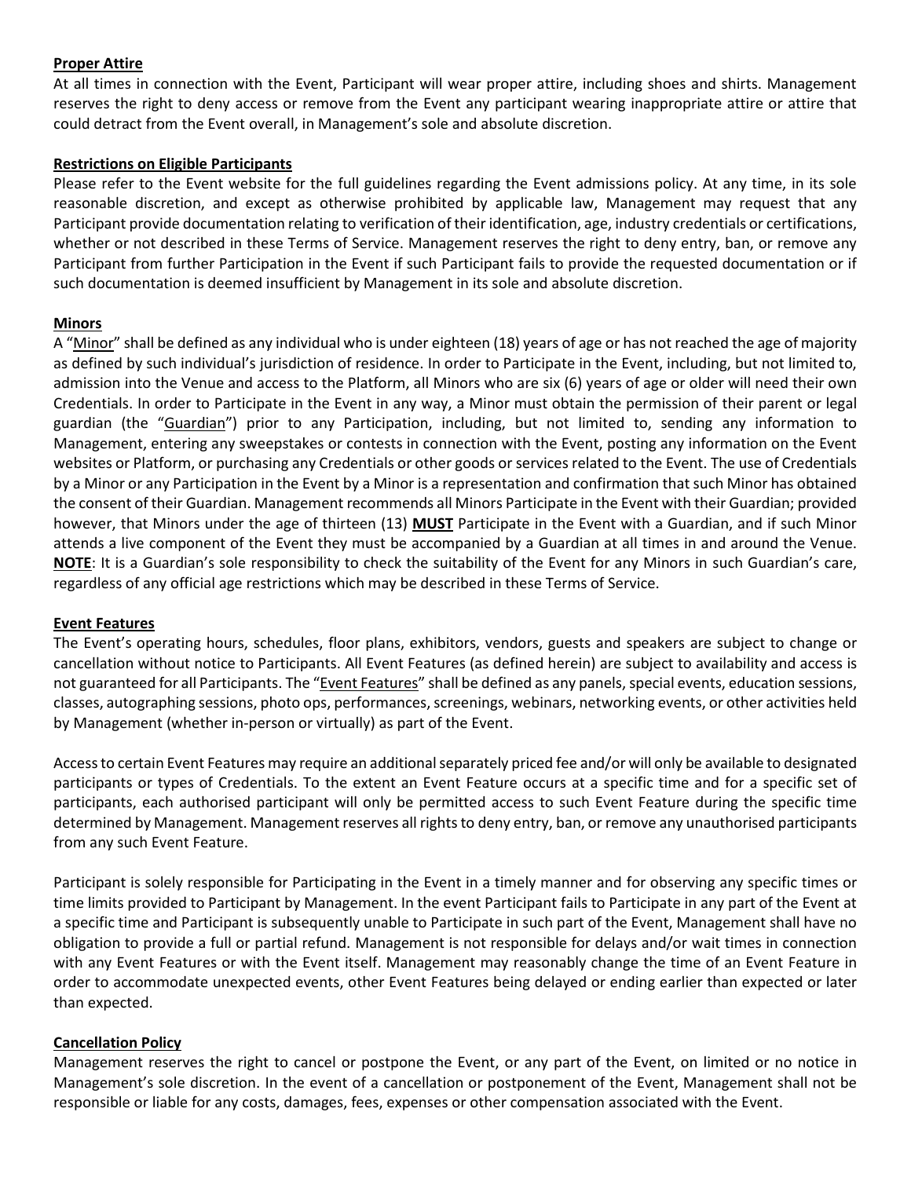**Proper Attire**

At all times in connection with the Event, Participant will wear proper attire, including shoes and shirts. Management reserves the right to deny access or remove from the Event any participant wearing inappropriate attire or attire that could detract from the Event overall, in Management's sole and absolute discretion.

**Restrictions on Eligible Participants**

Please refer to the Event website for the full guidelines regarding the Event admissions policy. At any time, in its sole reasonable discretion, and except as otherwise prohibited by applicable law, Management may request that any Participant provide documentation relating to verification of their identification, age, industry credentials or certifications, whether or not described in these Terms of Service. Management reserves the right to deny entry, ban, or remove any Participant from further Participation in the Event if such Participant fails to provide the requested documentation or if such documentation is deemed insufficient by Management in its sole and absolute discretion.

**Minors**

A "Minor" shall be defined as any individual who is under eighteen (18) years of age or has not reached the age of majority as defined by such individual's jurisdiction of residence. In order to Participate in the Event, including, but not limited to, admission into the Venue and access to the Platform, all Minors who are six (6) years of age or older will need their own Credentials. In order to Participate in the Event in any way, a Minor must obtain the permission of their parent or legal guardian (the "Guardian") prior to any Participation, including, but not limited to, sending any information to Management, entering any sweepstakes or contests in connection with the Event, posting any information on the Event websites or Platform, or purchasing any Credentials or other goods or services related to the Event. The use of Credentials by a Minor or any Participation in the Event by a Minor is a representation and confirmation that such Minor has obtained the consent of their Guardian. Management recommends all Minors Participate in the Event with their Guardian; provided however, that Minors under the age of thirteen (13) **MUST** Participate in the Event with a Guardian, and if such Minor attends a live component of the Event they must be accompanied by a Guardian at all times in and around the Venue. **NOTE**: It is a Guardian's sole responsibility to check the suitability of the Event for any Minors in such Guardian's care, regardless of any official age restrictions which may be described in these Terms of Service.

**Event Features**

The Event's operating hours, schedules, floor plans, exhibitors, vendors, guests and speakers are subject to change or cancellation without notice to Participants. All Event Features (as defined herein) are subject to availability and access is not guaranteed for all Participants. The "Event Features" shall be defined as any panels, special events, education sessions, classes, autographing sessions, photo ops, performances, screenings, webinars, networking events, or other activities held by Management (whether in-person or virtually) as part of the Event.

Access to certain Event Features may require an additional separately priced fee and/or will only be available to designated participants or types of Credentials. To the extent an Event Feature occurs at a specific time and for a specific set of participants, each authorised participant will only be permitted access to such Event Feature during the specific time determined by Management. Management reserves all rights to deny entry, ban, or remove any unauthorised participants from any such Event Feature.

Participant is solely responsible for Participating in the Event in a timely manner and for observing any specific times or time limits provided to Participant by Management. In the event Participant fails to Participate in any part of the Event at a specific time and Participant is subsequently unable to Participate in such part of the Event, Management shall have no obligation to provide a full or partial refund. Management is not responsible for delays and/or wait times in connection with any Event Features or with the Event itself. Management may reasonably change the time of an Event Feature in order to accommodate unexpected events, other Event Features being delayed or ending earlier than expected or later than expected.

**Cancellation Policy**

Management reserves the right to cancel or postpone the Event, or any part of the Event, on limited or no notice in Management's sole discretion. In the event of a cancellation or postponement of the Event, Management shall not be responsible or liable for any costs, damages, fees, expenses or other compensation associated with the Event.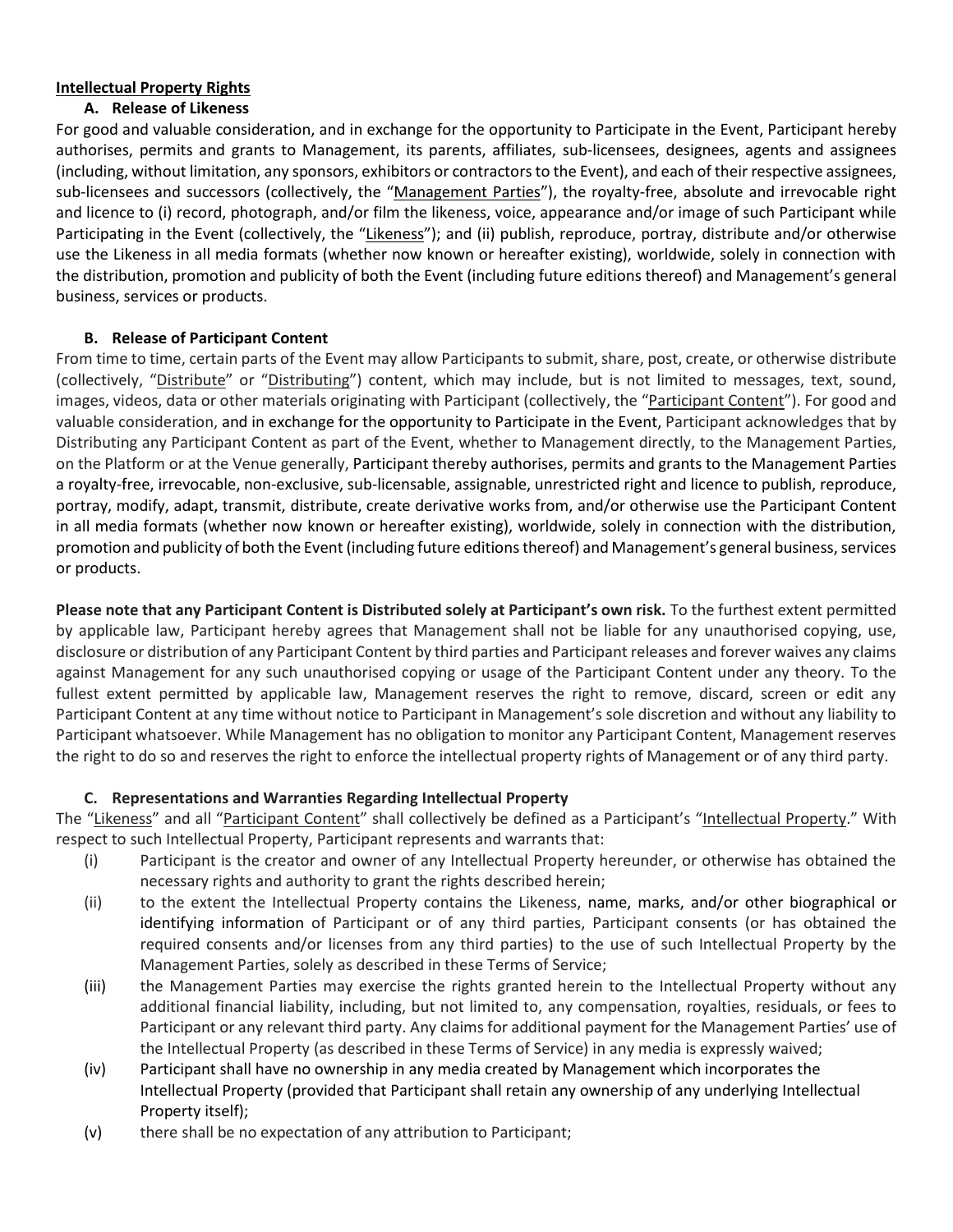**Intellectual Property Rights**

**A. Release of Likeness**

For good and valuable consideration, and in exchange for the opportunity to Participate in the Event, Participant hereby authorises, permits and grants to Management, its parents, affiliates, sub-licensees, designees, agents and assignees (including, without limitation, any sponsors, exhibitors or contractors to the Event), and each of their respective assignees, sub-licensees and successors (collectively, the "Management Parties"), the royalty-free, absolute and irrevocable right and licence to (i) record, photograph, and/or film the likeness, voice, appearance and/or image of such Participant while Participating in the Event (collectively, the "Likeness"); and (ii) publish, reproduce, portray, distribute and/or otherwise use the Likeness in all media formats (whether now known or hereafter existing), worldwide, solely in connection with the distribution, promotion and publicity of both the Event (including future editions thereof) and Management's general business, services or products.

**B. Release of Participant Content**

From time to time, certain parts of the Event may allow Participants to submit, share, post, create, or otherwise distribute (collectively, "Distribute" or "Distributing") content, which may include, but is not limited to messages, text, sound, images, videos, data or other materials originating with Participant (collectively, the "Participant Content"). For good and valuable consideration, and in exchange for the opportunity to Participate in the Event, Participant acknowledges that by Distributing any Participant Content as part of the Event, whether to Management directly, to the Management Parties, on the Platform or at the Venue generally, Participant thereby authorises, permits and grants to the Management Parties a royalty-free, irrevocable, non-exclusive, sub-licensable, assignable, unrestricted right and licence to publish, reproduce, portray, modify, adapt, transmit, distribute, create derivative works from, and/or otherwise use the Participant Content in all media formats (whether now known or hereafter existing), worldwide, solely in connection with the distribution, promotion and publicity of both the Event (including future editions thereof) and Management's general business, services or products.

**Please note that any Participant Content is Distributed solely at Participant's own risk.** To the furthest extent permitted by applicable law, Participant hereby agrees that Management shall not be liable for any unauthorised copying, use, disclosure or distribution of any Participant Content by third parties and Participant releases and forever waives any claims against Management for any such unauthorised copying or usage of the Participant Content under any theory. To the fullest extent permitted by applicable law, Management reserves the right to remove, discard, screen or edit any Participant Content at any time without notice to Participant in Management's sole discretion and without any liability to Participant whatsoever. While Management has no obligation to monitor any Participant Content, Management reserves the right to do so and reserves the right to enforce the intellectual property rights of Management or of any third party.

**C. Representations and Warranties Regarding Intellectual Property**

The "Likeness" and all "Participant Content" shall collectively be defined as a Participant's "Intellectual Property." With respect to such Intellectual Property, Participant represents and warrants that:

(i) Participant is the creator and owner of any Intellectual Property hereunder, or otherwise has obtained the necessary rights and authority to grant the rights described herein;

(ii) to the extent the Intellectual Property contains the Likeness, name, marks, and/or other biographical or identifying information of Participant or of any third parties, Participant consents (or has obtained the required consents and/or licenses from any third parties) to the use of such Intellectual Property by the Management Parties, solely as described in these Terms of Service;

(iii) the Management Parties may exercise the rights granted herein to the Intellectual Property without any additional financial liability, including, but not limited to, any compensation, royalties, residuals, or fees to Participant or any relevant third party. Any claims for additional payment for the Management Parties' use of the Intellectual Property (as described in these Terms of Service) in any media is expressly waived;

(iv) Participant shall have no ownership in any media created by Management which incorporates the Intellectual Property (provided that Participant shall retain any ownership of any underlying Intellectual Property itself);

(v) there shall be no expectation of any attribution to Participant;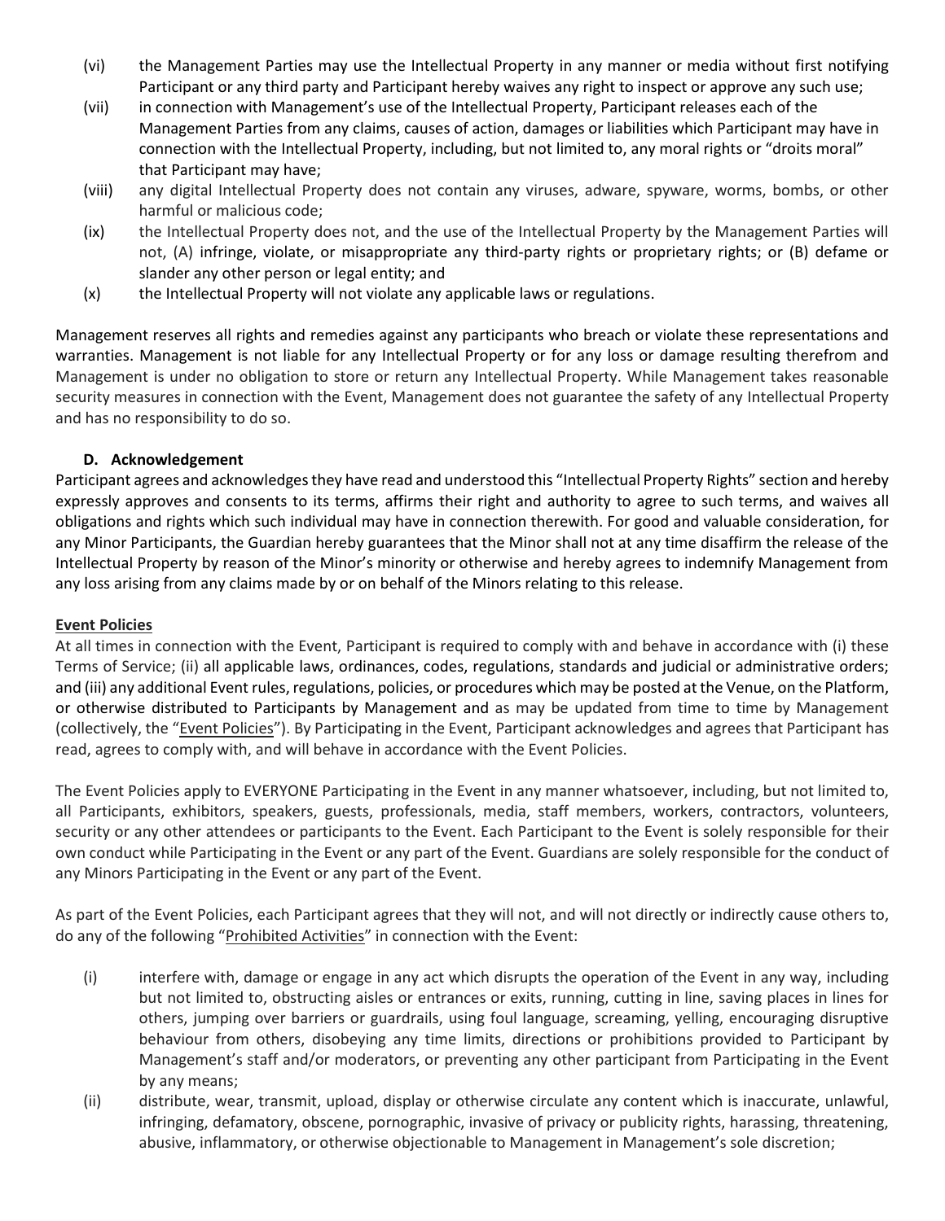(vi) the Management Parties may use the Intellectual Property in any manner or media without first notifying Participant or any third party and Participant hereby waives any right to inspect or approve any such use;

(vii) in connection with Management's use of the Intellectual Property, Participant releases each of the Management Parties from any claims, causes of action, damages or liabilities which Participant may have in connection with the Intellectual Property, including, but not limited to, any moral rights or "droits moral" that Participant may have;

(viii) any digital Intellectual Property does not contain any viruses, adware, spyware, worms, bombs, or other harmful or malicious code;

(ix) the Intellectual Property does not, and the use of the Intellectual Property by the Management Parties will not, (A) infringe, violate, or misappropriate any third-party rights or proprietary rights; or (B) defame or slander any other person or legal entity; and

(x) the Intellectual Property will not violate any applicable laws or regulations.

Management reserves all rights and remedies against any participants who breach or violate these representations and warranties. Management is not liable for any Intellectual Property or for any loss or damage resulting therefrom and Management is under no obligation to store or return any Intellectual Property. While Management takes reasonable security measures in connection with the Event, Management does not guarantee the safety of any Intellectual Property and has no responsibility to do so.

### D. Acknowledgement

Participant agrees and acknowledges they have read and understood this "Intellectual Property Rights" section and hereby expressly approves and consents to its terms, affirms their right and authority to agree to such terms, and waives all obligations and rights which such individual may have in connection therewith. For good and valuable consideration, for any Minor Participants, the Guardian hereby guarantees that the Minor shall not at any time disaffirm the release of the Intellectual Property by reason of the Minor's minority or otherwise and hereby agrees to indemnify Management from any loss arising from any claims made by or on behalf of the Minors relating to this release.

## Event Policies

At all times in connection with the Event, Participant is required to comply with and behave in accordance with (i) these Terms of Service; (ii) all applicable laws, ordinances, codes, regulations, standards and judicial or administrative orders; and (iii) any additional Event rules, regulations, policies, or procedures which may be posted at the Venue, on the Platform, or otherwise distributed to Participants by Management and as may be updated from time to time by Management (collectively, the "Event Policies"). By Participating in the Event, Participant acknowledges and agrees that Participant has read, agrees to comply with, and will behave in accordance with the Event Policies.

The Event Policies apply to EVERYONE Participating in the Event in any manner whatsoever, including, but not limited to, all Participants, exhibitors, speakers, guests, professionals, media, staff members, workers, contractors, volunteers, security or any other attendees or participants to the Event. Each Participant to the Event is solely responsible for their own conduct while Participating in the Event or any part of the Event. Guardians are solely responsible for the conduct of any Minors Participating in the Event or any part of the Event.

As part of the Event Policies, each Participant agrees that they will not, and will not directly or indirectly cause others to, do any of the following "Prohibited Activities" in connection with the Event:

(i) interfere with, damage or engage in any act which disrupts the operation of the Event in any way, including but not limited to, obstructing aisles or entrances or exits, running, cutting in line, saving places in lines for others, jumping over barriers or guardrails, using foul language, screaming, yelling, encouraging disruptive behaviour from others, disobeying any time limits, directions or prohibitions provided to Participant by Management's staff and/or moderators, or preventing any other participant from Participating in the Event by any means;

(ii) distribute, wear, transmit, upload, display or otherwise circulate any content which is inaccurate, unlawful, infringing, defamatory, obscene, pornographic, invasive of privacy or publicity rights, harassing, threatening, abusive, inflammatory, or otherwise objectionable to Management in Management's sole discretion;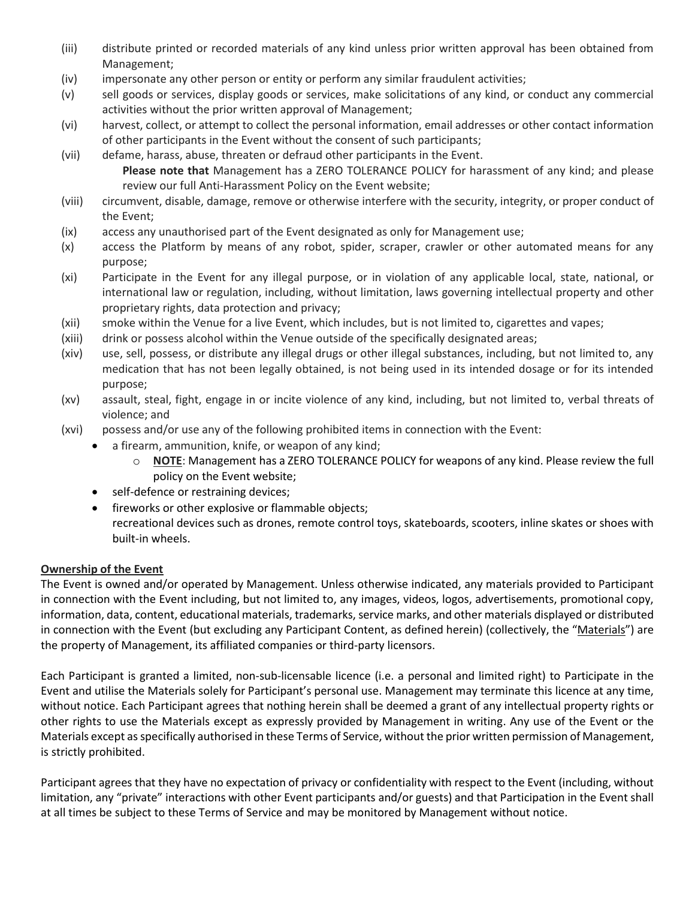(iii) distribute printed or recorded materials of any kind unless prior written approval has been obtained from Management;

(iv) impersonate any other person or entity or perform any similar fraudulent activities;

(v) sell goods or services, display goods or services, make solicitations of any kind, or conduct any commercial activities without the prior written approval of Management;

(vi) harvest, collect, or attempt to collect the personal information, email addresses or other contact information of other participants in the Event without the consent of such participants;

(vii) defame, harass, abuse, threaten or defraud other participants in the Event.
**Please note that** Management has a ZERO TOLERANCE POLICY for harassment of any kind; and please review our full Anti-Harassment Policy on the Event website;

(viii) circumvent, disable, damage, remove or otherwise interfere with the security, integrity, or proper conduct of the Event;

(ix) access any unauthorised part of the Event designated as only for Management use;

(x) access the Platform by means of any robot, spider, scraper, crawler or other automated means for any purpose;

(xi) Participate in the Event for any illegal purpose, or in violation of any applicable local, state, national, or international law or regulation, including, without limitation, laws governing intellectual property and other proprietary rights, data protection and privacy;

(xii) smoke within the Venue for a live Event, which includes, but is not limited to, cigarettes and vapes;

(xiii) drink or possess alcohol within the Venue outside of the specifically designated areas;

(xiv) use, sell, possess, or distribute any illegal drugs or other illegal substances, including, but not limited to, any medication that has not been legally obtained, is not being used in its intended dosage or for its intended purpose;

(xv) assault, steal, fight, engage in or incite violence of any kind, including, but not limited to, verbal threats of violence; and

(xvi) possess and/or use any of the following prohibited items in connection with the Event:

- a firearm, ammunition, knife, or weapon of any kind;
  - **NOTE**: Management has a ZERO TOLERANCE POLICY for weapons of any kind. Please review the full policy on the Event website;
- self-defence or restraining devices;
- fireworks or other explosive or flammable objects;
  recreational devices such as drones, remote control toys, skateboards, scooters, inline skates or shoes with built-in wheels.

**Ownership of the Event**

The Event is owned and/or operated by Management. Unless otherwise indicated, any materials provided to Participant in connection with the Event including, but not limited to, any images, videos, logos, advertisements, promotional copy, information, data, content, educational materials, trademarks, service marks, and other materials displayed or distributed in connection with the Event (but excluding any Participant Content, as defined herein) (collectively, the "Materials") are the property of Management, its affiliated companies or third-party licensors.

Each Participant is granted a limited, non-sub-licensable licence (i.e. a personal and limited right) to Participate in the Event and utilise the Materials solely for Participant's personal use. Management may terminate this licence at any time, without notice. Each Participant agrees that nothing herein shall be deemed a grant of any intellectual property rights or other rights to use the Materials except as expressly provided by Management in writing. Any use of the Event or the Materials except as specifically authorised in these Terms of Service, without the prior written permission of Management, is strictly prohibited.

Participant agrees that they have no expectation of privacy or confidentiality with respect to the Event (including, without limitation, any "private" interactions with other Event participants and/or guests) and that Participation in the Event shall at all times be subject to these Terms of Service and may be monitored by Management without notice.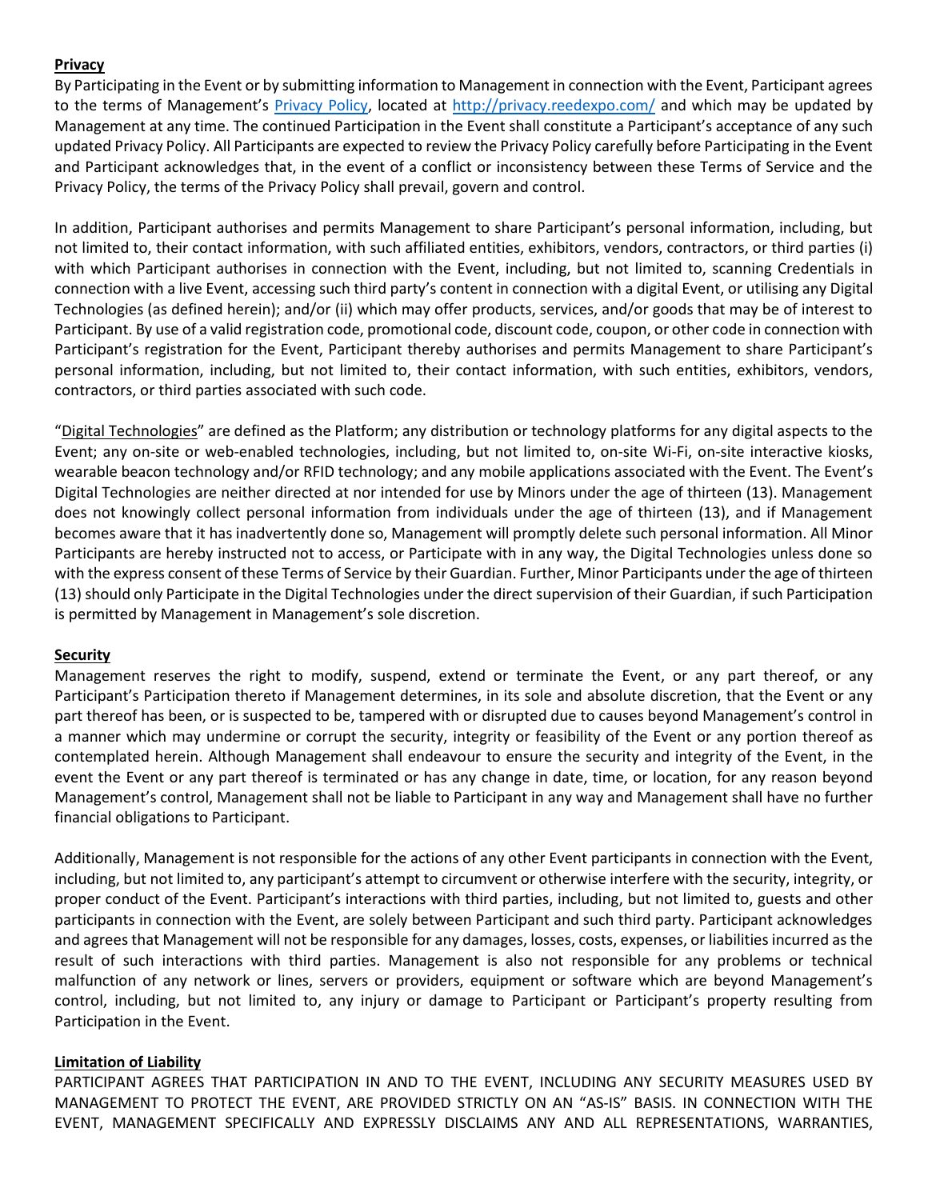**Privacy**

By Participating in the Event or by submitting information to Management in connection with the Event, Participant agrees to the terms of Management's [Privacy Policy](http://privacy.reedexpo.com/), located at http://privacy.reedexpo.com/ and which may be updated by Management at any time. The continued Participation in the Event shall constitute a Participant's acceptance of any such updated Privacy Policy. All Participants are expected to review the Privacy Policy carefully before Participating in the Event and Participant acknowledges that, in the event of a conflict or inconsistency between these Terms of Service and the Privacy Policy, the terms of the Privacy Policy shall prevail, govern and control.

In addition, Participant authorises and permits Management to share Participant's personal information, including, but not limited to, their contact information, with such affiliated entities, exhibitors, vendors, contractors, or third parties (i) with which Participant authorises in connection with the Event, including, but not limited to, scanning Credentials in connection with a live Event, accessing such third party's content in connection with a digital Event, or utilising any Digital Technologies (as defined herein); and/or (ii) which may offer products, services, and/or goods that may be of interest to Participant. By use of a valid registration code, promotional code, discount code, coupon, or other code in connection with Participant's registration for the Event, Participant thereby authorises and permits Management to share Participant's personal information, including, but not limited to, their contact information, with such entities, exhibitors, vendors, contractors, or third parties associated with such code.

"Digital Technologies" are defined as the Platform; any distribution or technology platforms for any digital aspects to the Event; any on-site or web-enabled technologies, including, but not limited to, on-site Wi-Fi, on-site interactive kiosks, wearable beacon technology and/or RFID technology; and any mobile applications associated with the Event. The Event's Digital Technologies are neither directed at nor intended for use by Minors under the age of thirteen (13). Management does not knowingly collect personal information from individuals under the age of thirteen (13), and if Management becomes aware that it has inadvertently done so, Management will promptly delete such personal information. All Minor Participants are hereby instructed not to access, or Participate with in any way, the Digital Technologies unless done so with the express consent of these Terms of Service by their Guardian. Further, Minor Participants under the age of thirteen (13) should only Participate in the Digital Technologies under the direct supervision of their Guardian, if such Participation is permitted by Management in Management's sole discretion.

**Security**

Management reserves the right to modify, suspend, extend or terminate the Event, or any part thereof, or any Participant's Participation thereto if Management determines, in its sole and absolute discretion, that the Event or any part thereof has been, or is suspected to be, tampered with or disrupted due to causes beyond Management's control in a manner which may undermine or corrupt the security, integrity or feasibility of the Event or any portion thereof as contemplated herein. Although Management shall endeavour to ensure the security and integrity of the Event, in the event the Event or any part thereof is terminated or has any change in date, time, or location, for any reason beyond Management's control, Management shall not be liable to Participant in any way and Management shall have no further financial obligations to Participant.

Additionally, Management is not responsible for the actions of any other Event participants in connection with the Event, including, but not limited to, any participant's attempt to circumvent or otherwise interfere with the security, integrity, or proper conduct of the Event. Participant's interactions with third parties, including, but not limited to, guests and other participants in connection with the Event, are solely between Participant and such third party. Participant acknowledges and agrees that Management will not be responsible for any damages, losses, costs, expenses, or liabilities incurred as the result of such interactions with third parties. Management is also not responsible for any problems or technical malfunction of any network or lines, servers or providers, equipment or software which are beyond Management's control, including, but not limited to, any injury or damage to Participant or Participant's property resulting from Participation in the Event.

**Limitation of Liability**

PARTICIPANT AGREES THAT PARTICIPATION IN AND TO THE EVENT, INCLUDING ANY SECURITY MEASURES USED BY MANAGEMENT TO PROTECT THE EVENT, ARE PROVIDED STRICTLY ON AN "AS-IS" BASIS. IN CONNECTION WITH THE EVENT, MANAGEMENT SPECIFICALLY AND EXPRESSLY DISCLAIMS ANY AND ALL REPRESENTATIONS, WARRANTIES,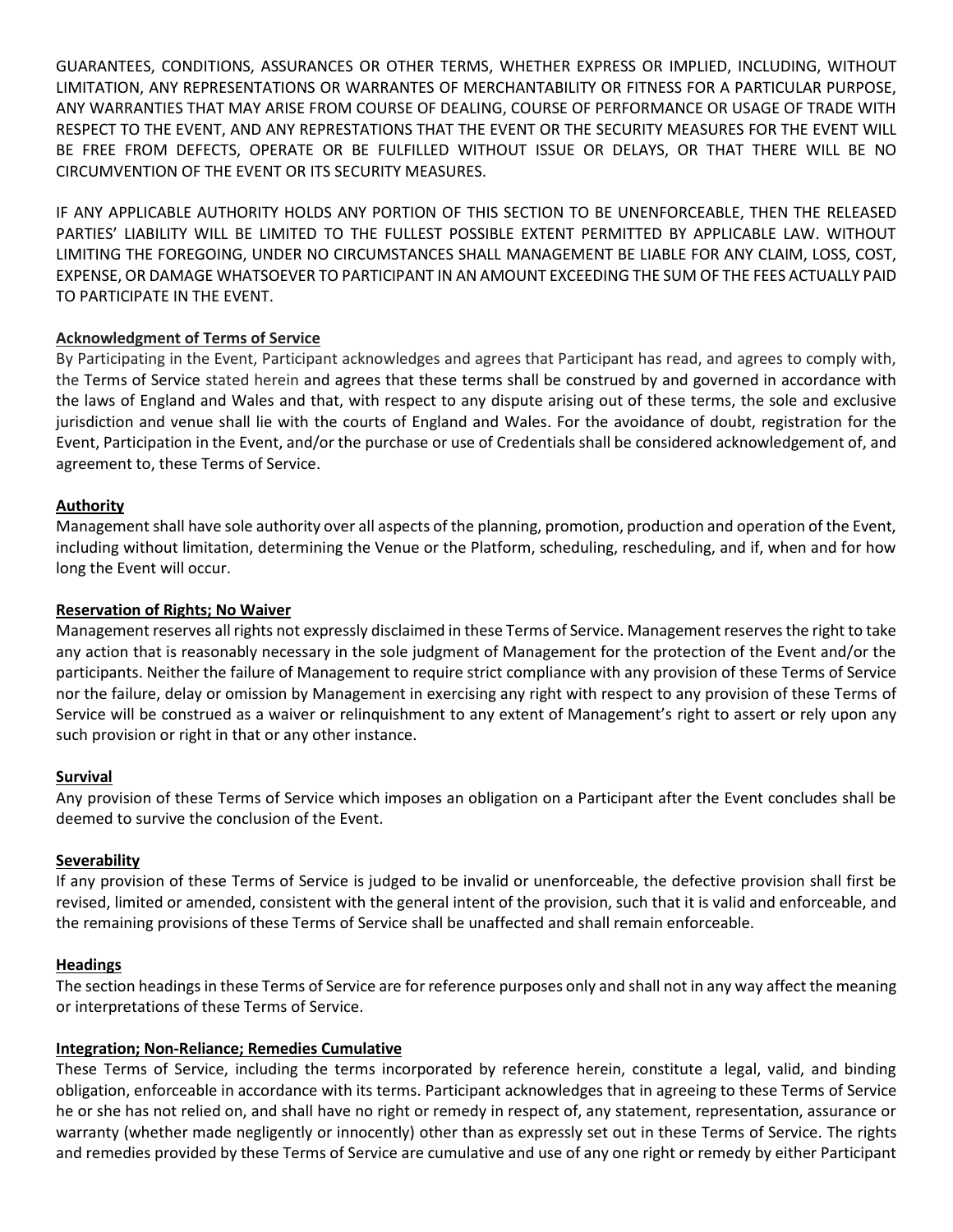GUARANTEES, CONDITIONS, ASSURANCES OR OTHER TERMS, WHETHER EXPRESS OR IMPLIED, INCLUDING, WITHOUT LIMITATION, ANY REPRESENTATIONS OR WARRANTES OF MERCHANTABILITY OR FITNESS FOR A PARTICULAR PURPOSE, ANY WARRANTIES THAT MAY ARISE FROM COURSE OF DEALING, COURSE OF PERFORMANCE OR USAGE OF TRADE WITH RESPECT TO THE EVENT, AND ANY REPRESTATIONS THAT THE EVENT OR THE SECURITY MEASURES FOR THE EVENT WILL BE FREE FROM DEFECTS, OPERATE OR BE FULFILLED WITHOUT ISSUE OR DELAYS, OR THAT THERE WILL BE NO CIRCUMVENTION OF THE EVENT OR ITS SECURITY MEASURES.

IF ANY APPLICABLE AUTHORITY HOLDS ANY PORTION OF THIS SECTION TO BE UNENFORCEABLE, THEN THE RELEASED PARTIES' LIABILITY WILL BE LIMITED TO THE FULLEST POSSIBLE EXTENT PERMITTED BY APPLICABLE LAW. WITHOUT LIMITING THE FOREGOING, UNDER NO CIRCUMSTANCES SHALL MANAGEMENT BE LIABLE FOR ANY CLAIM, LOSS, COST, EXPENSE, OR DAMAGE WHATSOEVER TO PARTICIPANT IN AN AMOUNT EXCEEDING THE SUM OF THE FEES ACTUALLY PAID TO PARTICIPATE IN THE EVENT.

**Acknowledgment of Terms of Service**

By Participating in the Event, Participant acknowledges and agrees that Participant has read, and agrees to comply with, the Terms of Service stated herein and agrees that these terms shall be construed by and governed in accordance with the laws of England and Wales and that, with respect to any dispute arising out of these terms, the sole and exclusive jurisdiction and venue shall lie with the courts of England and Wales. For the avoidance of doubt, registration for the Event, Participation in the Event, and/or the purchase or use of Credentials shall be considered acknowledgement of, and agreement to, these Terms of Service.

**Authority**

Management shall have sole authority over all aspects of the planning, promotion, production and operation of the Event, including without limitation, determining the Venue or the Platform, scheduling, rescheduling, and if, when and for how long the Event will occur.

**Reservation of Rights; No Waiver**

Management reserves all rights not expressly disclaimed in these Terms of Service. Management reserves the right to take any action that is reasonably necessary in the sole judgment of Management for the protection of the Event and/or the participants. Neither the failure of Management to require strict compliance with any provision of these Terms of Service nor the failure, delay or omission by Management in exercising any right with respect to any provision of these Terms of Service will be construed as a waiver or relinquishment to any extent of Management's right to assert or rely upon any such provision or right in that or any other instance.

**Survival**

Any provision of these Terms of Service which imposes an obligation on a Participant after the Event concludes shall be deemed to survive the conclusion of the Event.

**Severability**

If any provision of these Terms of Service is judged to be invalid or unenforceable, the defective provision shall first be revised, limited or amended, consistent with the general intent of the provision, such that it is valid and enforceable, and the remaining provisions of these Terms of Service shall be unaffected and shall remain enforceable.

**Headings**

The section headings in these Terms of Service are for reference purposes only and shall not in any way affect the meaning or interpretations of these Terms of Service.

**Integration; Non-Reliance; Remedies Cumulative**

These Terms of Service, including the terms incorporated by reference herein, constitute a legal, valid, and binding obligation, enforceable in accordance with its terms. Participant acknowledges that in agreeing to these Terms of Service he or she has not relied on, and shall have no right or remedy in respect of, any statement, representation, assurance or warranty (whether made negligently or innocently) other than as expressly set out in these Terms of Service. The rights and remedies provided by these Terms of Service are cumulative and use of any one right or remedy by either Participant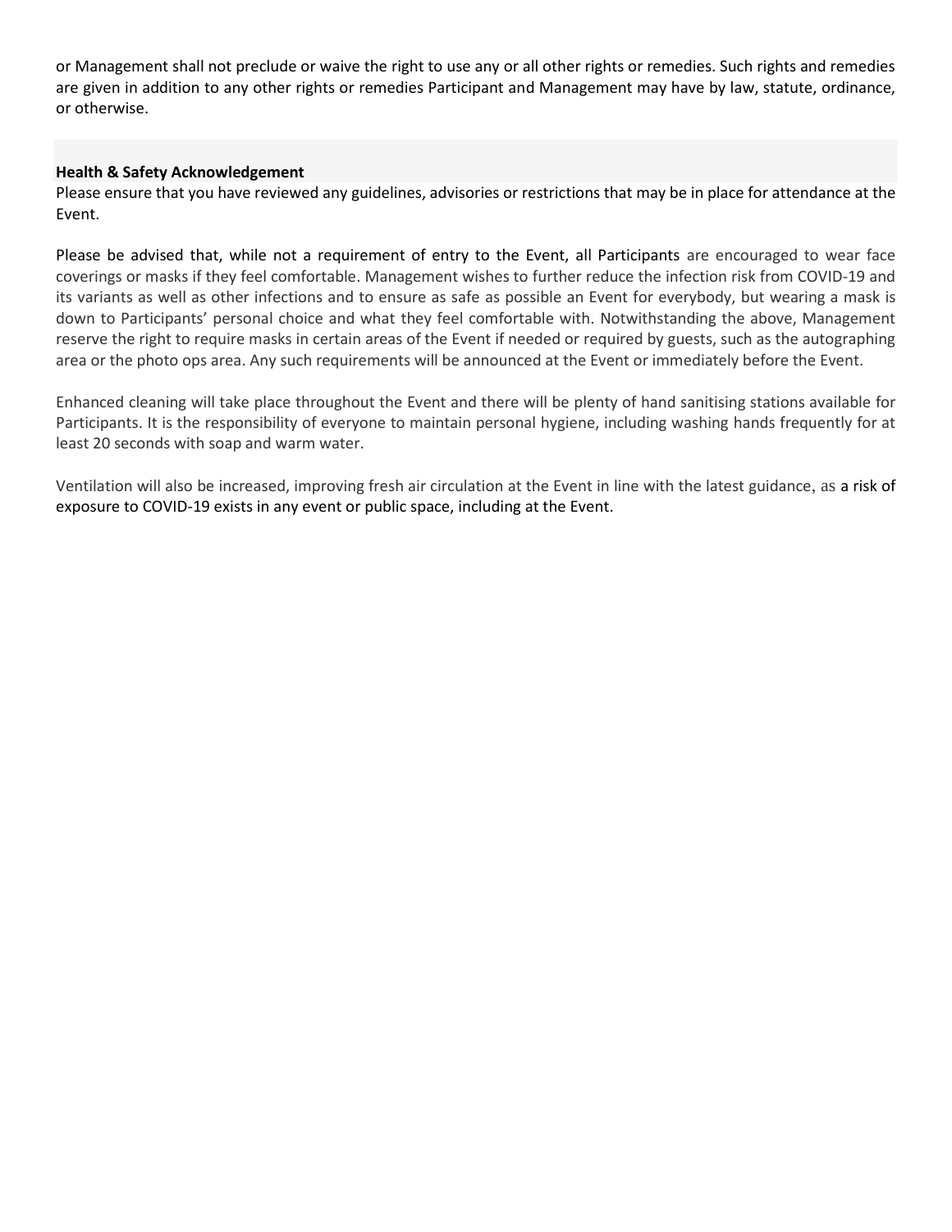or Management shall not preclude or waive the right to use any or all other rights or remedies. Such rights and remedies are given in addition to any other rights or remedies Participant and Management may have by law, statute, ordinance, or otherwise.

**Health & Safety Acknowledgement**

Please ensure that you have reviewed any guidelines, advisories or restrictions that may be in place for attendance at the Event.

Please be advised that, while not a requirement of entry to the Event, all Participants are encouraged to wear face coverings or masks if they feel comfortable. Management wishes to further reduce the infection risk from COVID-19 and its variants as well as other infections and to ensure as safe as possible an Event for everybody, but wearing a mask is down to Participants' personal choice and what they feel comfortable with. Notwithstanding the above, Management reserve the right to require masks in certain areas of the Event if needed or required by guests, such as the autographing area or the photo ops area. Any such requirements will be announced at the Event or immediately before the Event.

Enhanced cleaning will take place throughout the Event and there will be plenty of hand sanitising stations available for Participants. It is the responsibility of everyone to maintain personal hygiene, including washing hands frequently for at least 20 seconds with soap and warm water.

Ventilation will also be increased, improving fresh air circulation at the Event in line with the latest guidance, as a risk of exposure to COVID-19 exists in any event or public space, including at the Event.